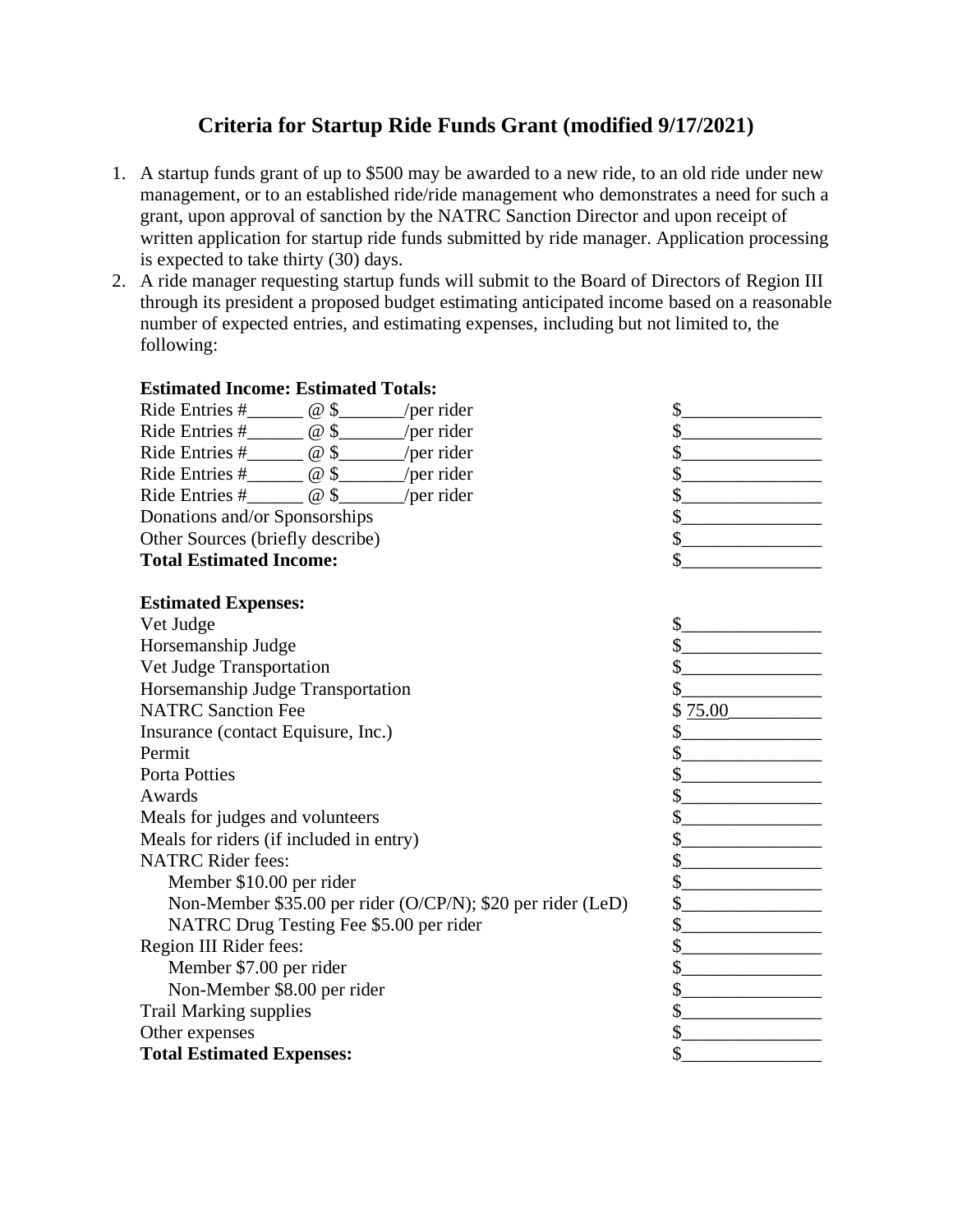# Criteria for Startup Ride Funds Grant (modified 9/17/2021)

1. A startup funds grant of up to $500 may be awarded to a new ride, to an old ride under new management, or to an established ride/ride management who demonstrates a need for such a grant, upon approval of sanction by the NATRC Sanction Director and upon receipt of written application for startup ride funds submitted by ride manager. Application processing is expected to take thirty (30) days.
2. A ride manager requesting startup funds will submit to the Board of Directors of Region III through its president a proposed budget estimating anticipated income based on a reasonable number of expected entries, and estimating expenses, including but not limited to, the following:

**Estimated Income: Estimated Totals:**

| | |
|---|---|
| Ride Entries #______ @ $_______/per rider | $_______________ |
| Ride Entries #______ @ $_______/per rider | $_______________ |
| Ride Entries #______ @ $_______/per rider | $_______________ |
| Ride Entries #______ @ $_______/per rider | $_______________ |
| Ride Entries #______ @ $_______/per rider | $_______________ |
| Donations and/or Sponsorships | $_______________ |
| Other Sources (briefly describe) | $_______________ |
| **Total Estimated Income:** | $_______________ |

**Estimated Expenses:**

| | |
|---|---|
| Vet Judge | $_______________ |
| Horsemanship Judge | $_______________ |
| Vet Judge Transportation | $_______________ |
| Horsemanship Judge Transportation | $_______________ |
| NATRC Sanction Fee | $ 75.00__________ |
| Insurance (contact Equisure, Inc.) | $_______________ |
| Permit | $_______________ |
| Porta Potties | $_______________ |
| Awards | $_______________ |
| Meals for judges and volunteers | $_______________ |
| Meals for riders (if included in entry) | $_______________ |
| NATRC Rider fees: | $_______________ |
| Member $10.00 per rider | $_______________ |
| Non-Member $35.00 per rider (O/CP/N); $20 per rider (LeD) | $_______________ |
| NATRC Drug Testing Fee $5.00 per rider | $_______________ |
| Region III Rider fees: | $_______________ |
| Member $7.00 per rider | $_______________ |
| Non-Member $8.00 per rider | $_______________ |
| Trail Marking supplies | $_______________ |
| Other expenses | $_______________ |
| **Total Estimated Expenses:** | $_______________ |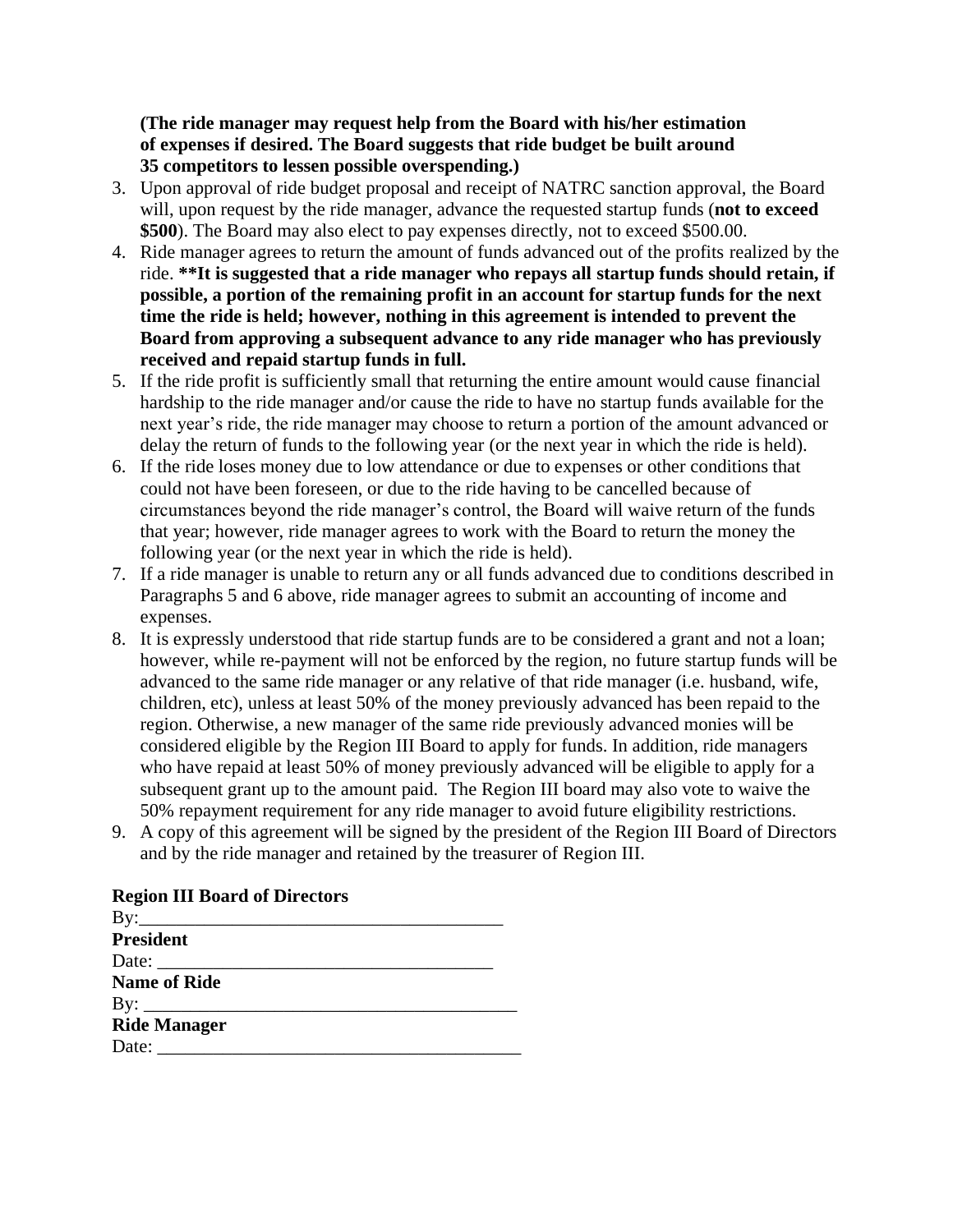**(The ride manager may request help from the Board with his/her estimation of expenses if desired. The Board suggests that ride budget be built around 35 competitors to lessen possible overspending.)**

3. Upon approval of ride budget proposal and receipt of NATRC sanction approval, the Board will, upon request by the ride manager, advance the requested startup funds (**not to exceed $500**). The Board may also elect to pay expenses directly, not to exceed $500.00.
4. Ride manager agrees to return the amount of funds advanced out of the profits realized by the ride. **\*\*It is suggested that a ride manager who repays all startup funds should retain, if possible, a portion of the remaining profit in an account for startup funds for the next time the ride is held; however, nothing in this agreement is intended to prevent the Board from approving a subsequent advance to any ride manager who has previously received and repaid startup funds in full.**
5. If the ride profit is sufficiently small that returning the entire amount would cause financial hardship to the ride manager and/or cause the ride to have no startup funds available for the next year's ride, the ride manager may choose to return a portion of the amount advanced or delay the return of funds to the following year (or the next year in which the ride is held).
6. If the ride loses money due to low attendance or due to expenses or other conditions that could not have been foreseen, or due to the ride having to be cancelled because of circumstances beyond the ride manager's control, the Board will waive return of the funds that year; however, ride manager agrees to work with the Board to return the money the following year (or the next year in which the ride is held).
7. If a ride manager is unable to return any or all funds advanced due to conditions described in Paragraphs 5 and 6 above, ride manager agrees to submit an accounting of income and expenses.
8. It is expressly understood that ride startup funds are to be considered a grant and not a loan; however, while re-payment will not be enforced by the region, no future startup funds will be advanced to the same ride manager or any relative of that ride manager (i.e. husband, wife, children, etc), unless at least 50% of the money previously advanced has been repaid to the region. Otherwise, a new manager of the same ride previously advanced monies will be considered eligible by the Region III Board to apply for funds. In addition, ride managers who have repaid at least 50% of money previously advanced will be eligible to apply for a subsequent grant up to the amount paid. The Region III board may also vote to waive the 50% repayment requirement for any ride manager to avoid future eligibility restrictions.
9. A copy of this agreement will be signed by the president of the Region III Board of Directors and by the ride manager and retained by the treasurer of Region III.

**Region III Board of Directors**

By:_______________________________________

**President**

Date: ____________________________________

**Name of Ride**

By: _______________________________________

**Ride Manager**

Date: ______________________________________